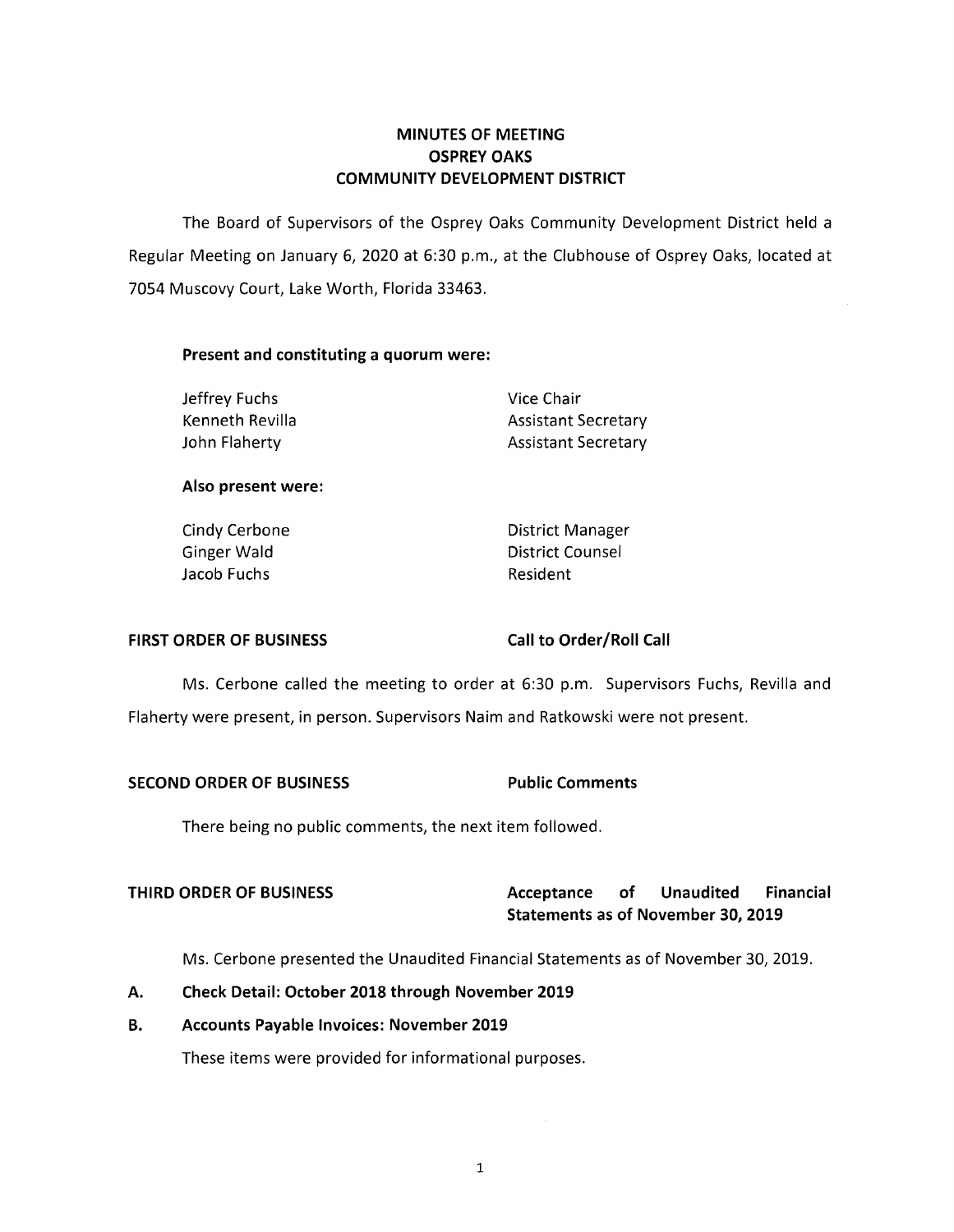# MINUTES OF MEETING
# OSPREY OAKS
# COMMUNITY DEVELOPMENT DISTRICT

The Board of Supervisors of the Osprey Oaks Community Development District held a Regular Meeting on January 6, 2020 at 6:30 p.m., at the Clubhouse of Osprey Oaks, located at 7054 Muscovy Court, Lake Worth, Florida 33463.

**Present and constituting a quorum were:**

| | |
|---|---|
| Jeffrey Fuchs | Vice Chair |
| Kenneth Revilla | Assistant Secretary |
| John Flaherty | Assistant Secretary |

**Also present were:**

| | |
|---|---|
| Cindy Cerbone | District Manager |
| Ginger Wald | District Counsel |
| Jacob Fuchs | Resident |

**FIRST ORDER OF BUSINESS** **Call to Order/Roll Call**

Ms. Cerbone called the meeting to order at 6:30 p.m. Supervisors Fuchs, Revilla and Flaherty were present, in person. Supervisors Naim and Ratkowski were not present.

**SECOND ORDER OF BUSINESS** **Public Comments**

There being no public comments, the next item followed.

**THIRD ORDER OF BUSINESS** **Acceptance of Unaudited Financial Statements as of November 30, 2019**

Ms. Cerbone presented the Unaudited Financial Statements as of November 30, 2019.

**A. Check Detail: October 2018 through November 2019**

**B. Accounts Payable Invoices: November 2019**

These items were provided for informational purposes.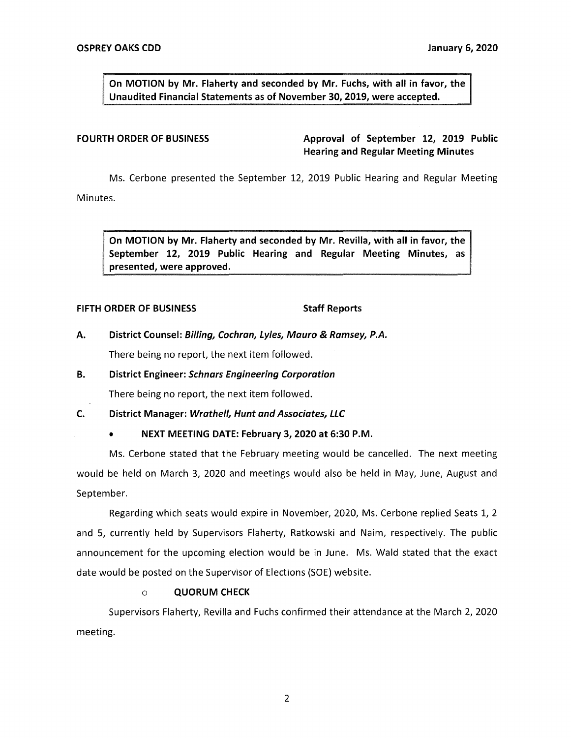**On MOTION by Mr. Flaherty and seconded by Mr. Fuchs, with all in favor, the Unaudited Financial Statements as of November 30, 2019, were accepted.**

**FOURTH ORDER OF BUSINESS** **Approval of September 12, 2019 Public Hearing and Regular Meeting Minutes**

Ms. Cerbone presented the September 12, 2019 Public Hearing and Regular Meeting Minutes.

**On MOTION by Mr. Flaherty and seconded by Mr. Revilla, with all in favor, the September 12, 2019 Public Hearing and Regular Meeting Minutes, as presented, were approved.**

**FIFTH ORDER OF BUSINESS** **Staff Reports**

**A. District Counsel: *Billing, Cochran, Lyles, Mauro & Ramsey, P.A.***

There being no report, the next item followed.

**B. District Engineer: *Schnars Engineering Corporation***

There being no report, the next item followed.

**C. District Manager: *Wrathell, Hunt and Associates, LLC***

- **NEXT MEETING DATE: February 3, 2020 at 6:30 P.M.**

Ms. Cerbone stated that the February meeting would be cancelled. The next meeting would be held on March 3, 2020 and meetings would also be held in May, June, August and September.

Regarding which seats would expire in November, 2020, Ms. Cerbone replied Seats 1, 2 and 5, currently held by Supervisors Flaherty, Ratkowski and Naim, respectively. The public announcement for the upcoming election would be in June. Ms. Wald stated that the exact date would be posted on the Supervisor of Elections (SOE) website.

- **QUORUM CHECK**

Supervisors Flaherty, Revilla and Fuchs confirmed their attendance at the March 2, 2020 meeting.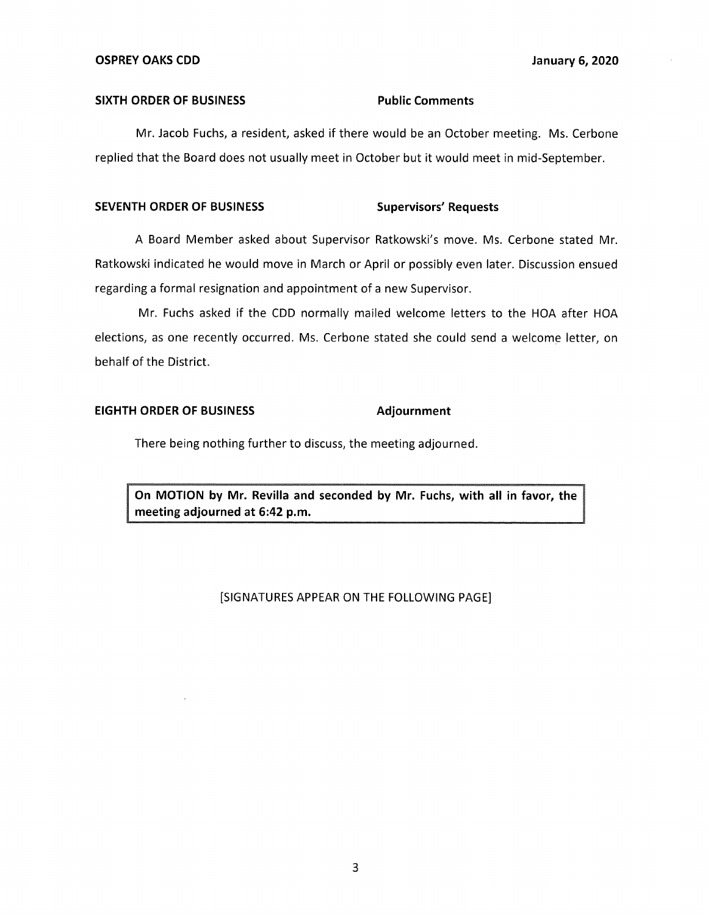**SIXTH ORDER OF BUSINESS** **Public Comments**

Mr. Jacob Fuchs, a resident, asked if there would be an October meeting. Ms. Cerbone replied that the Board does not usually meet in October but it would meet in mid-September.

**SEVENTH ORDER OF BUSINESS** **Supervisors' Requests**

A Board Member asked about Supervisor Ratkowski's move. Ms. Cerbone stated Mr. Ratkowski indicated he would move in March or April or possibly even later. Discussion ensued regarding a formal resignation and appointment of a new Supervisor.

Mr. Fuchs asked if the CDD normally mailed welcome letters to the HOA after HOA elections, as one recently occurred. Ms. Cerbone stated she could send a welcome letter, on behalf of the District.

**EIGHTH ORDER OF BUSINESS** **Adjournment**

There being nothing further to discuss, the meeting adjourned.

**On MOTION by Mr. Revilla and seconded by Mr. Fuchs, with all in favor, the meeting adjourned at 6:42 p.m.**

[SIGNATURES APPEAR ON THE FOLLOWING PAGE]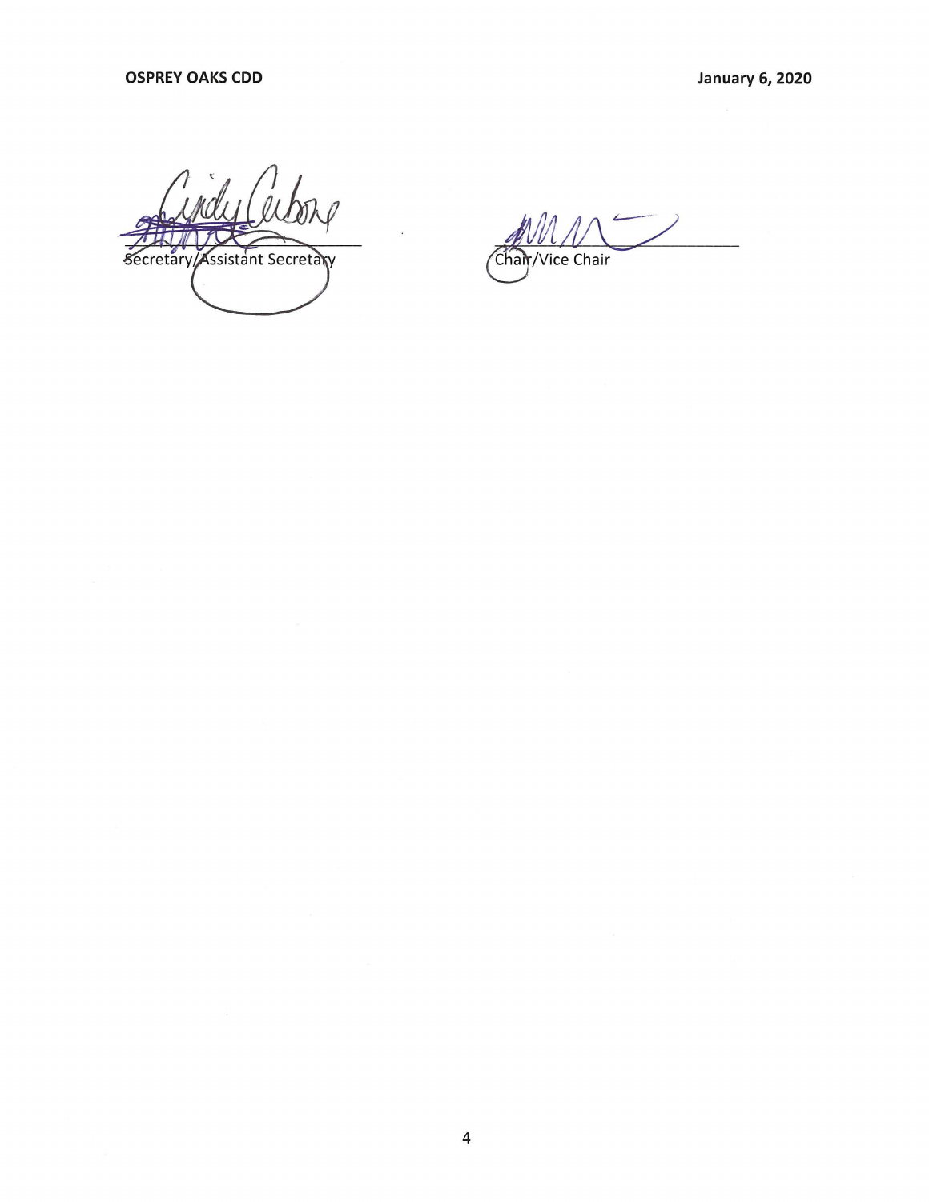Secretary/Assistant Secretary

Chair/Vice Chair